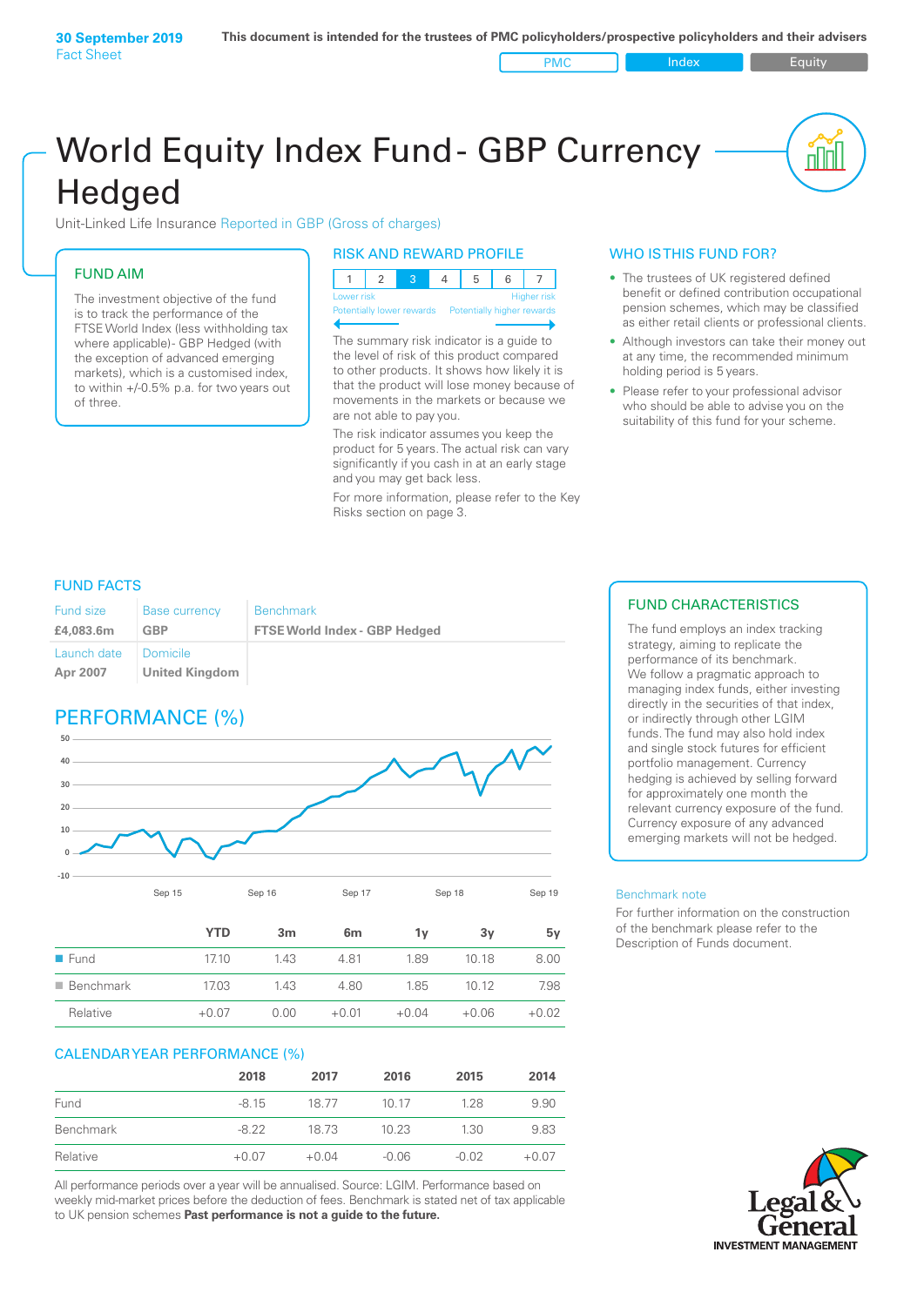**30 September 2019**
Fact Sheet

**This document is intended for the trustees of PMC policyholders/prospective policyholders and their advisers**

PMC | Index | Equity

# World Equity Index Fund - GBP Currency Hedged

Unit-Linked Life Insurance Reported in GBP (Gross of charges)

## FUND AIM

The investment objective of the fund is to track the performance of the FTSE World Index (less withholding tax where applicable)- GBP Hedged (with the exception of advanced emerging markets), which is a customised index, to within +/-0.5% p.a. for two years out of three.

## RISK AND REWARD PROFILE

| 1 | 2 | 3 | 4 | 5 | 6 | 7 |
|---|---|---|---|---|---|---|

Lower risk — Higher risk
Potentially lower rewards — Potentially higher rewards

The summary risk indicator is a guide to the level of risk of this product compared to other products. It shows how likely it is that the product will lose money because of movements in the markets or because we are not able to pay you.

The risk indicator assumes you keep the product for 5 years. The actual risk can vary significantly if you cash in at an early stage and you may get back less.

For more information, please refer to the Key Risks section on page 3.

## WHO IS THIS FUND FOR?

- The trustees of UK registered defined benefit or defined contribution occupational pension schemes, which may be classified as either retail clients or professional clients.
- Although investors can take their money out at any time, the recommended minimum holding period is 5 years.
- Please refer to your professional advisor who should be able to advise you on the suitability of this fund for your scheme.

## FUND FACTS

| Fund size | Base currency | Benchmark |
|---|---|---|
| **£4,083.6m** | **GBP** | **FTSE World Index - GBP Hedged** |
| Launch date | Domicile | |
| **Apr 2007** | **United Kingdom** | |

## FUND CHARACTERISTICS

The fund employs an index tracking strategy, aiming to replicate the performance of its benchmark.
We follow a pragmatic approach to managing index funds, either investing directly in the securities of that index, or indirectly through other LGIM funds. The fund may also hold index and single stock futures for efficient portfolio management. Currency hedging is achieved by selling forward for approximately one month the relevant currency exposure of the fund. Currency exposure of any advanced emerging markets will not be hedged.

## PERFORMANCE (%)

| | YTD | 3m | 6m | 1y | 3y | 5y |
|---|---|---|---|---|---|---|
| Fund | 17.10 | 1.43 | 4.81 | 1.89 | 10.18 | 8.00 |
| Benchmark | 17.03 | 1.43 | 4.80 | 1.85 | 10.12 | 7.98 |
| Relative | +0.07 | 0.00 | +0.01 | +0.04 | +0.06 | +0.02 |

Benchmark note

For further information on the construction of the benchmark please refer to the Description of Funds document.

## CALENDAR YEAR PERFORMANCE (%)

| | 2018 | 2017 | 2016 | 2015 | 2014 |
|---|---|---|---|---|---|
| Fund | -8.15 | 18.77 | 10.17 | 1.28 | 9.90 |
| Benchmark | -8.22 | 18.73 | 10.23 | 1.30 | 9.83 |
| Relative | +0.07 | +0.04 | -0.06 | -0.02 | +0.07 |

All performance periods over a year will be annualised. Source: LGIM. Performance based on weekly mid-market prices before the deduction of fees. Benchmark is stated net of tax applicable to UK pension schemes **Past performance is not a guide to the future.**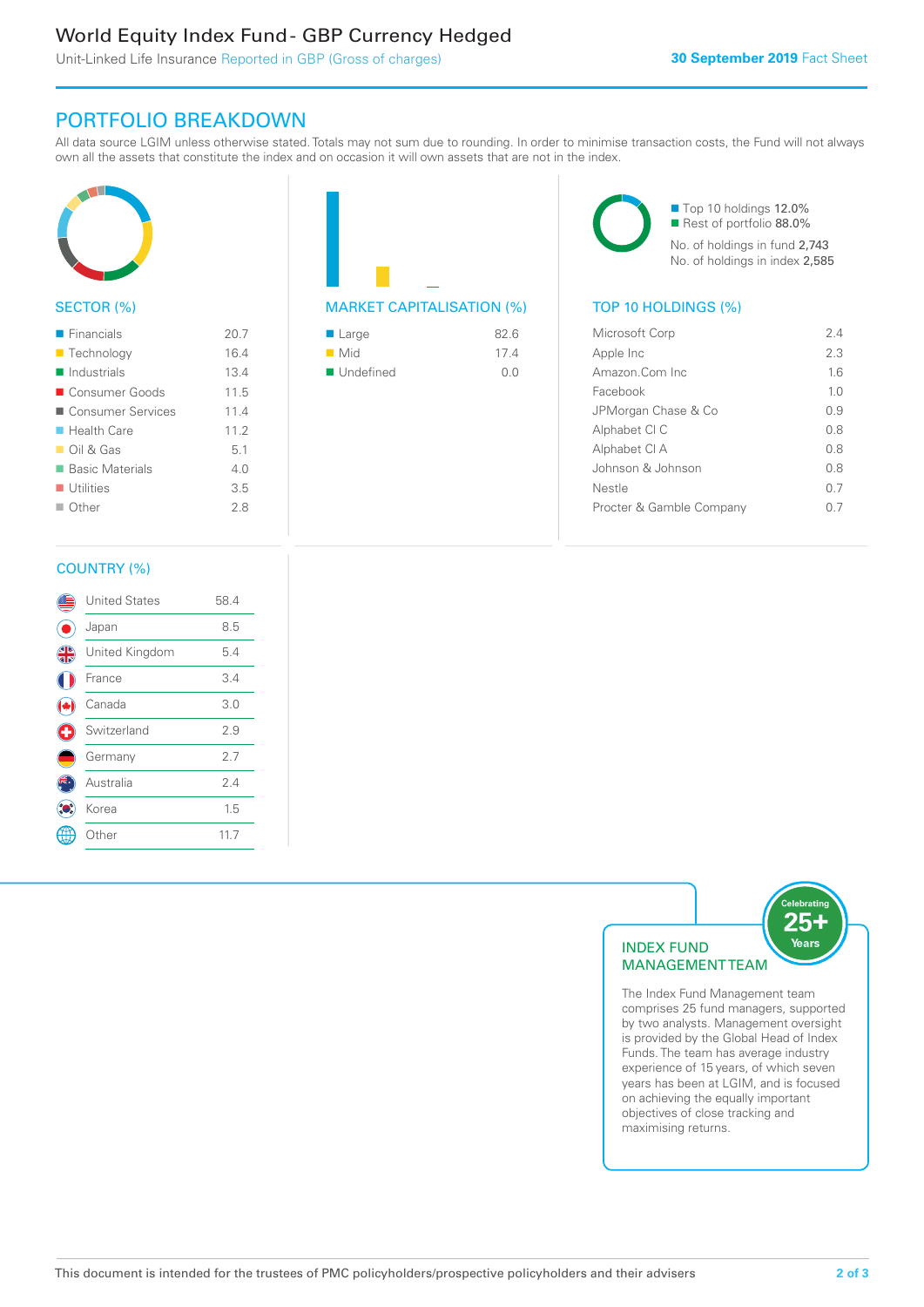# World Equity Index Fund - GBP Currency Hedged

Unit-Linked Life Insurance Reported in GBP (Gross of charges)

**30 September 2019** Fact Sheet

## PORTFOLIO BREAKDOWN

All data source LGIM unless otherwise stated. Totals may not sum due to rounding. In order to minimise transaction costs, the Fund will not always own all the assets that constitute the index and on occasion it will own assets that are not in the index.

### SECTOR (%)

| Sector | % |
|---|---|
| Financials | 20.7 |
| Technology | 16.4 |
| Industrials | 13.4 |
| Consumer Goods | 11.5 |
| Consumer Services | 11.4 |
| Health Care | 11.2 |
| Oil & Gas | 5.1 |
| Basic Materials | 4.0 |
| Utilities | 3.5 |
| Other | 2.8 |

### MARKET CAPITALISATION (%)

| Market Capitalisation | % |
|---|---|
| Large | 82.6 |
| Mid | 17.4 |
| Undefined | 0.0 |

- Top 10 holdings 12.0%
- Rest of portfolio 88.0%

No. of holdings in fund 2,743
No. of holdings in index 2,585

### TOP 10 HOLDINGS (%)

| Holding | % |
|---|---|
| Microsoft Corp | 2.4 |
| Apple Inc | 2.3 |
| Amazon.Com Inc | 1.6 |
| Facebook | 1.0 |
| JPMorgan Chase & Co | 0.9 |
| Alphabet Cl C | 0.8 |
| Alphabet Cl A | 0.8 |
| Johnson & Johnson | 0.8 |
| Nestle | 0.7 |
| Procter & Gamble Company | 0.7 |

### COUNTRY (%)

| Country | % |
|---|---|
| United States | 58.4 |
| Japan | 8.5 |
| United Kingdom | 5.4 |
| France | 3.4 |
| Canada | 3.0 |
| Switzerland | 2.9 |
| Germany | 2.7 |
| Australia | 2.4 |
| Korea | 1.5 |
| Other | 11.7 |

### INDEX FUND MANAGEMENT TEAM

Celebrating 25+ Years

The Index Fund Management team comprises 25 fund managers, supported by two analysts. Management oversight is provided by the Global Head of Index Funds. The team has average industry experience of 15 years, of which seven years has been at LGIM, and is focused on achieving the equally important objectives of close tracking and maximising returns.

This document is intended for the trustees of PMC policyholders/prospective policyholders and their advisers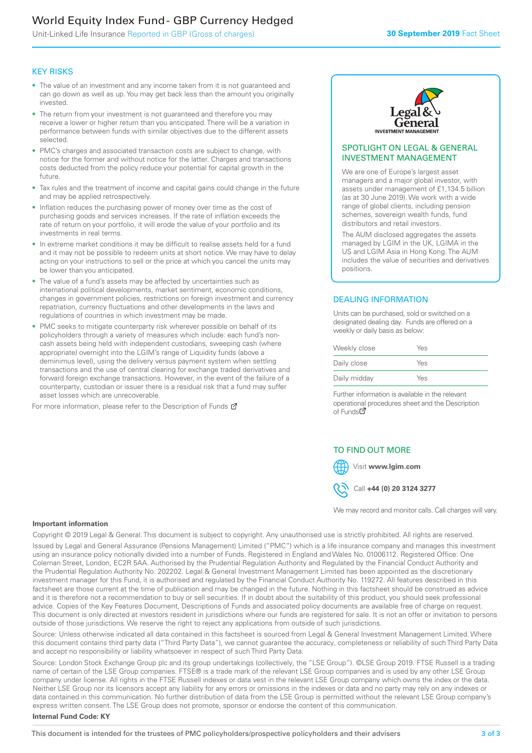# World Equity Index Fund - GBP Currency Hedged

Unit-Linked Life Insurance Reported in GBP (Gross of charges)

**30 September 2019** Fact Sheet

## KEY RISKS

- The value of an investment and any income taken from it is not guaranteed and can go down as well as up. You may get back less than the amount you originally invested.
- The return from your investment is not guaranteed and therefore you may receive a lower or higher return than you anticipated. There will be a variation in performance between funds with similar objectives due to the different assets selected.
- PMC's charges and associated transaction costs are subject to change, with notice for the former and without notice for the latter. Charges and transactions costs deducted from the policy reduce your potential for capital growth in the future.
- Tax rules and the treatment of income and capital gains could change in the future and may be applied retrospectively.
- Inflation reduces the purchasing power of money over time as the cost of purchasing goods and services increases. If the rate of inflation exceeds the rate of return on your portfolio, it will erode the value of your portfolio and its investments in real terms.
- In extreme market conditions it may be difficult to realise assets held for a fund and it may not be possible to redeem units at short notice. We may have to delay acting on your instructions to sell or the price at which you cancel the units may be lower than you anticipated.
- The value of a fund's assets may be affected by uncertainties such as international political developments, market sentiment, economic conditions, changes in government policies, restrictions on foreign investment and currency repatriation, currency fluctuations and other developments in the laws and regulations of countries in which investment may be made.
- PMC seeks to mitigate counterparty risk wherever possible on behalf of its policyholders through a variety of measures which include: each fund's non-cash assets being held with independent custodians, sweeping cash (where appropriate) overnight into the LGIM's range of Liquidity funds (above a deminimus level), using the delivery versus payment system when settling transactions and the use of central clearing for exchange traded derivatives and forward foreign exchange transactions. However, in the event of the failure of a counterparty, custodian or issuer there is a residual risk that a fund may suffer asset losses which are unrecoverable.

For more information, please refer to the Description of Funds

## SPOTLIGHT ON LEGAL & GENERAL INVESTMENT MANAGEMENT

We are one of Europe's largest asset managers and a major global investor, with assets under management of £1,134.5 billion (as at 30 June 2019). We work with a wide range of global clients, including pension schemes, sovereign wealth funds, fund distributors and retail investors.

The AUM disclosed aggregates the assets managed by LGIM in the UK, LGIMA in the US and LGIM Asia in Hong Kong. The AUM includes the value of securities and derivatives positions.

## DEALING INFORMATION

Units can be purchased, sold or switched on a designated dealing day. Funds are offered on a weekly or daily basis as below:

| | |
|---|---|
| Weekly close | Yes |
| Daily close | Yes |
| Daily midday | Yes |

Further information is available in the relevant operational procedures sheet and the Description of Funds

## TO FIND OUT MORE

Visit **www.lgim.com**

Call **+44 (0) 20 3124 3277**

We may record and monitor calls. Call charges will vary.

**Important information**

Copyright © 2019 Legal & General. This document is subject to copyright. Any unauthorised use is strictly prohibited. All rights are reserved.

Issued by Legal and General Assurance (Pensions Management) Limited ("PMC") which is a life insurance company and manages this investment using an insurance policy notionally divided into a number of Funds. Registered in England and Wales No. 01006112. Registered Office: One Coleman Street, London, EC2R 5AA. Authorised by the Prudential Regulation Authority and Regulated by the Financial Conduct Authority and the Prudential Regulation Authority No. 202202. Legal & General Investment Management Limited has been appointed as the discretionary investment manager for this Fund, it is authorised and regulated by the Financial Conduct Authority No. 119272. All features described in this factsheet are those current at the time of publication and may be changed in the future. Nothing in this factsheet should be construed as advice and it is therefore not a recommendation to buy or sell securities. If in doubt about the suitability of this product, you should seek professional advice. Copies of the Key Features Document, Descriptions of Funds and associated policy documents are available free of charge on request. This document is only directed at investors resident in jurisdictions where our funds are registered for sale. It is not an offer or invitation to persons outside of those jurisdictions. We reserve the right to reject any applications from outside of such jurisdictions.

Source: Unless otherwise indicated all data contained in this factsheet is sourced from Legal & General Investment Management Limited. Where this document contains third party data ("Third Party Data"), we cannot guarantee the accuracy, completeness or reliability of such Third Party Data and accept no responsibility or liability whatsoever in respect of such Third Party Data.

Source: London Stock Exchange Group plc and its group undertakings (collectively, the "LSE Group"). ©LSE Group 2019. FTSE Russell is a trading name of certain of the LSE Group companies. FTSE® is a trade mark of the relevant LSE Group companies and is used by any other LSE Group company under license. All rights in the FTSE Russell indexes or data vest in the relevant LSE Group company which owns the index or the data. Neither LSE Group nor its licensors accept any liability for any errors or omissions in the indexes or data and no party may rely on any indexes or data contained in this communication. No further distribution of data from the LSE Group is permitted without the relevant LSE Group company's express written consent. The LSE Group does not promote, sponsor or endorse the content of this communication.

**Internal Fund Code: KY**

This document is intended for the trustees of PMC policyholders/prospective policyholders and their advisers